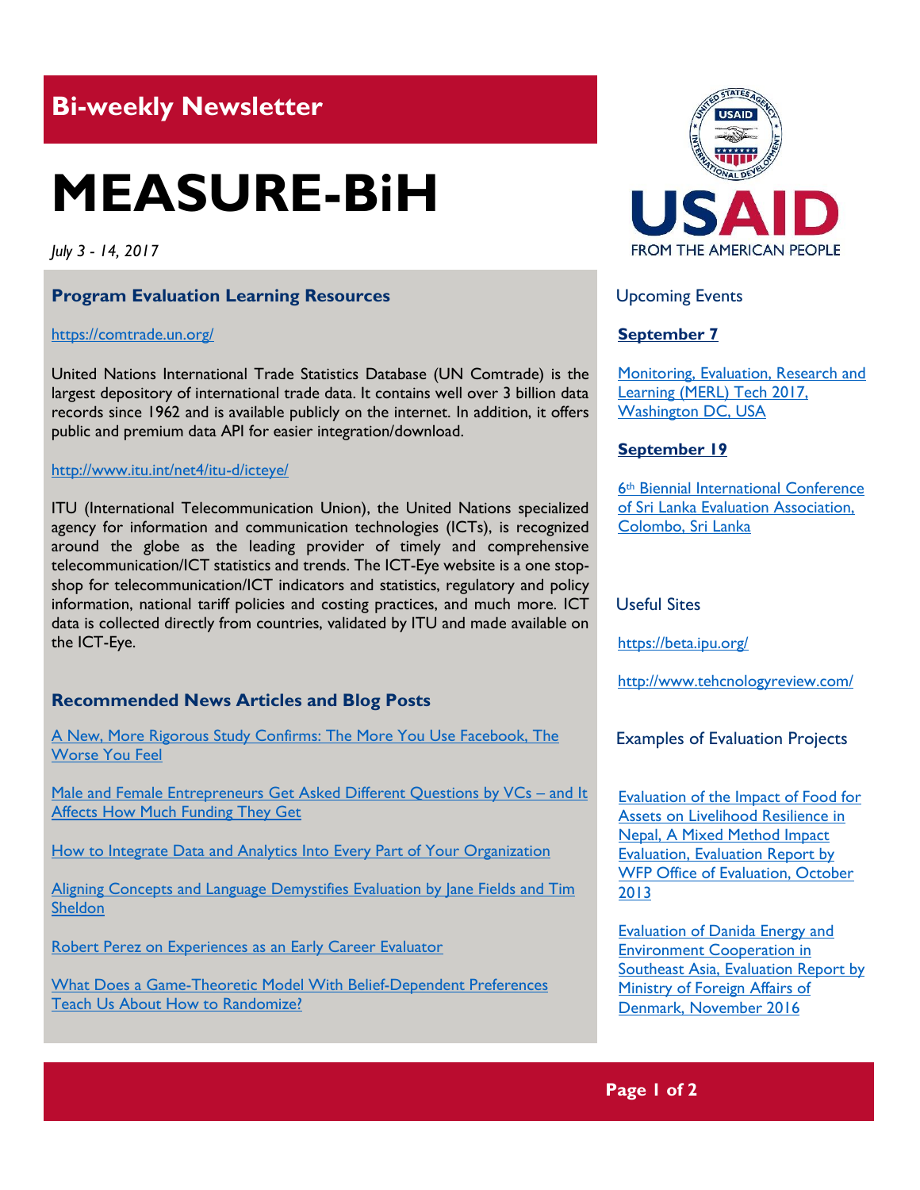# Bi-weekly Newsletter

# MEASURE-BiH

*July 3 - 14, 2017*

## Program Evaluation Learning Resources

https://comtrade.un.org/

United Nations International Trade Statistics Database (UN Comtrade) is the largest depository of international trade data. It contains well over 3 billion data records since 1962 and is available publicly on the internet. In addition, it offers public and premium data API for easier integration/download.

http://www.itu.int/net4/itu-d/icteye/

ITU (International Telecommunication Union), the United Nations specialized agency for information and communication technologies (ICTs), is recognized around the globe as the leading provider of timely and comprehensive telecommunication/ICT statistics and trends. The ICT-Eye website is a one stop-shop for telecommunication/ICT indicators and statistics, regulatory and policy information, national tariff policies and costing practices, and much more. ICT data is collected directly from countries, validated by ITU and made available on the ICT-Eye.

## Recommended News Articles and Blog Posts

A New, More Rigorous Study Confirms: The More You Use Facebook, The Worse You Feel

Male and Female Entrepreneurs Get Asked Different Questions by VCs – and It Affects How Much Funding They Get

How to Integrate Data and Analytics Into Every Part of Your Organization

Aligning Concepts and Language Demystifies Evaluation by Jane Fields and Tim Sheldon

Robert Perez on Experiences as an Early Career Evaluator

What Does a Game-Theoretic Model With Belief-Dependent Preferences Teach Us About How to Randomize?

## Upcoming Events

**September 7**

Monitoring, Evaluation, Research and Learning (MERL) Tech 2017, Washington DC, USA

**September 19**

6th Biennial International Conference of Sri Lanka Evaluation Association, Colombo, Sri Lanka

## Useful Sites

https://beta.ipu.org/

http://www.tehcnologyreview.com/

## Examples of Evaluation Projects

Evaluation of the Impact of Food for Assets on Livelihood Resilience in Nepal, A Mixed Method Impact Evaluation, Evaluation Report by WFP Office of Evaluation, October 2013

Evaluation of Danida Energy and Environment Cooperation in Southeast Asia, Evaluation Report by Ministry of Foreign Affairs of Denmark, November 2016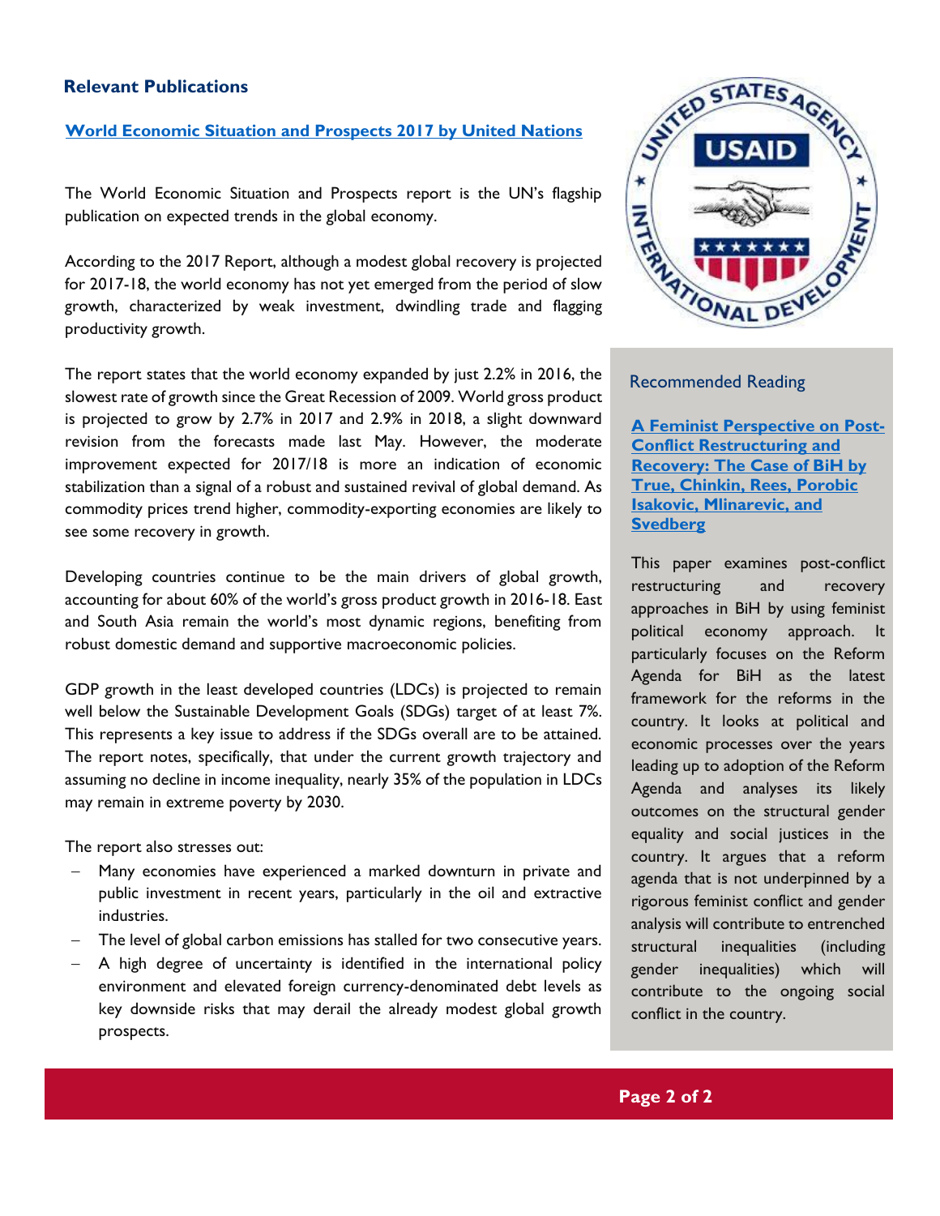## Relevant Publications

**World Economic Situation and Prospects 2017 by United Nations**

The World Economic Situation and Prospects report is the UN's flagship publication on expected trends in the global economy.

According to the 2017 Report, although a modest global recovery is projected for 2017-18, the world economy has not yet emerged from the period of slow growth, characterized by weak investment, dwindling trade and flagging productivity growth.

The report states that the world economy expanded by just 2.2% in 2016, the slowest rate of growth since the Great Recession of 2009. World gross product is projected to grow by 2.7% in 2017 and 2.9% in 2018, a slight downward revision from the forecasts made last May. However, the moderate improvement expected for 2017/18 is more an indication of economic stabilization than a signal of a robust and sustained revival of global demand. As commodity prices trend higher, commodity-exporting economies are likely to see some recovery in growth.

Developing countries continue to be the main drivers of global growth, accounting for about 60% of the world's gross product growth in 2016-18. East and South Asia remain the world's most dynamic regions, benefiting from robust domestic demand and supportive macroeconomic policies.

GDP growth in the least developed countries (LDCs) is projected to remain well below the Sustainable Development Goals (SDGs) target of at least 7%. This represents a key issue to address if the SDGs overall are to be attained. The report notes, specifically, that under the current growth trajectory and assuming no decline in income inequality, nearly 35% of the population in LDCs may remain in extreme poverty by 2030.

The report also stresses out:

- Many economies have experienced a marked downturn in private and public investment in recent years, particularly in the oil and extractive industries.
- The level of global carbon emissions has stalled for two consecutive years.
- A high degree of uncertainty is identified in the international policy environment and elevated foreign currency-denominated debt levels as key downside risks that may derail the already modest global growth prospects.

### Recommended Reading

**A Feminist Perspective on Post-Conflict Restructuring and Recovery: The Case of BiH by True, Chinkin, Rees, Porobic Isakovic, Mlinarevic, and Svedberg**

This paper examines post-conflict restructuring and recovery approaches in BiH by using feminist political economy approach. It particularly focuses on the Reform Agenda for BiH as the latest framework for the reforms in the country. It looks at political and economic processes over the years leading up to adoption of the Reform Agenda and analyses its likely outcomes on the structural gender equality and social justices in the country. It argues that a reform agenda that is not underpinned by a rigorous feminist conflict and gender analysis will contribute to entrenched structural inequalities (including gender inequalities) which will contribute to the ongoing social conflict in the country.